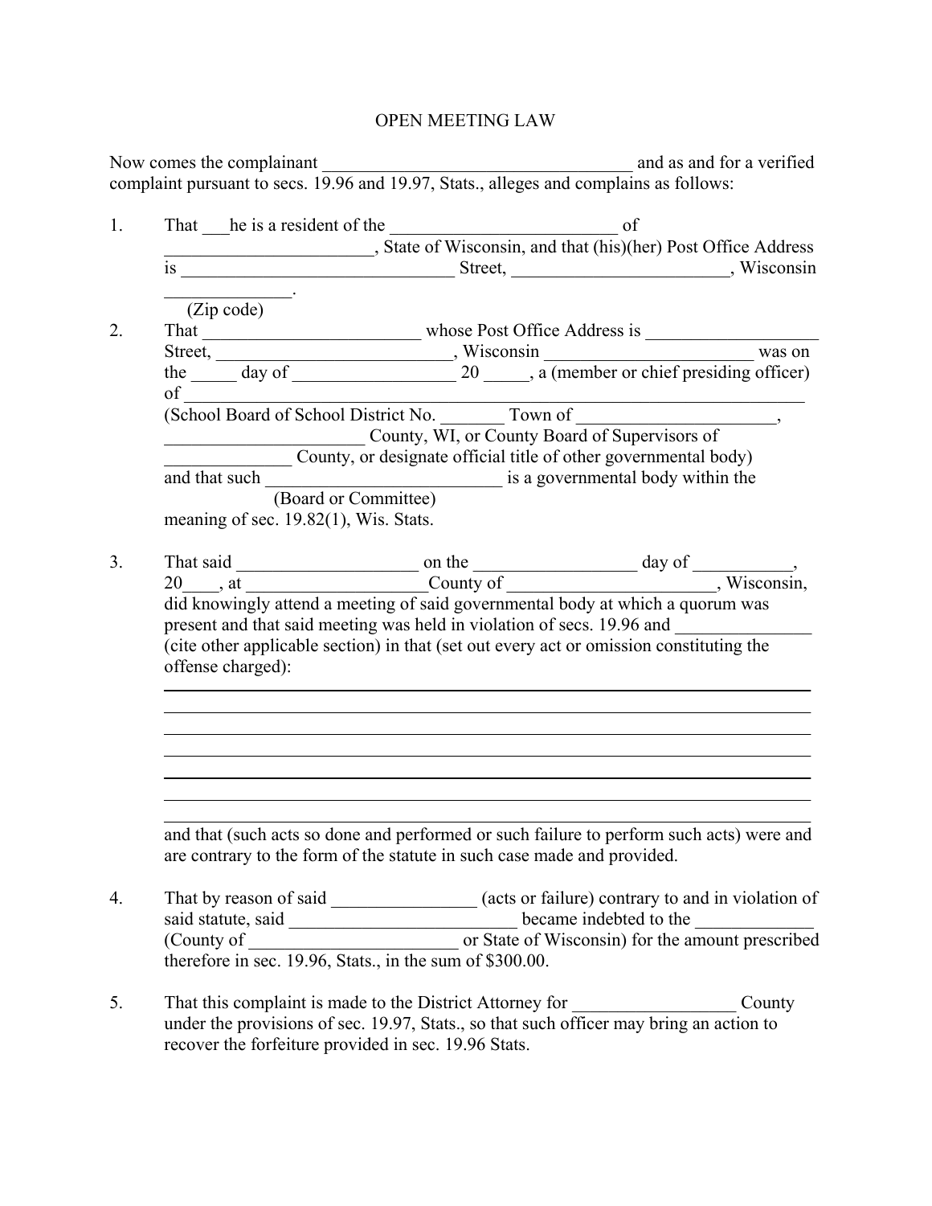# OPEN MEETING LAW

Now comes the complainant ___________________________________ and as and for a verified complaint pursuant to secs. 19.96 and 19.97, Stats., alleges and complains as follows:

1. That ___he is a resident of the _________________________ of _______________________, State of Wisconsin, and that (his)(her) Post Office Address is ______________________________ Street, ________________________, Wisconsin ______________.
   (Zip code)

2. That ________________________ whose Post Office Address is ___________________ Street, __________________________, Wisconsin ______________________ was on the _____ day of __________________ 20 _____, a (member or chief presiding officer) of ______________________________________________________________________ (School Board of School District No. _______ Town of _____________________, ______________________ County, WI, or County Board of Supervisors of ______________ County, or designate official title of other governmental body) and that such __________________________ is a governmental body within the
   (Board or Committee)
   meaning of sec. 19.82(1), Wis. Stats.

3. That said ____________________ on the __________________ day of ___________, 20____, at ____________________County of ______________________, Wisconsin, did knowingly attend a meeting of said governmental body at which a quorum was present and that said meeting was held in violation of secs. 19.96 and _______________ (cite other applicable section) in that (set out every act or omission constituting the offense charged):

   ______________________________________________________________________
   ______________________________________________________________________
   ______________________________________________________________________
   ______________________________________________________________________
   ______________________________________________________________________
   ______________________________________________________________________
   ______________________________________________________________________

   and that (such acts so done and performed or such failure to perform such acts) were and are contrary to the form of the statute in such case made and provided.

4. That by reason of said ________________ (acts or failure) contrary to and in violation of said statute, said ________________________ became indebted to the _____________ (County of _______________________ or State of Wisconsin) for the amount prescribed therefore in sec. 19.96, Stats., in the sum of $300.00.

5. That this complaint is made to the District Attorney for __________________ County under the provisions of sec. 19.97, Stats., so that such officer may bring an action to recover the forfeiture provided in sec. 19.96 Stats.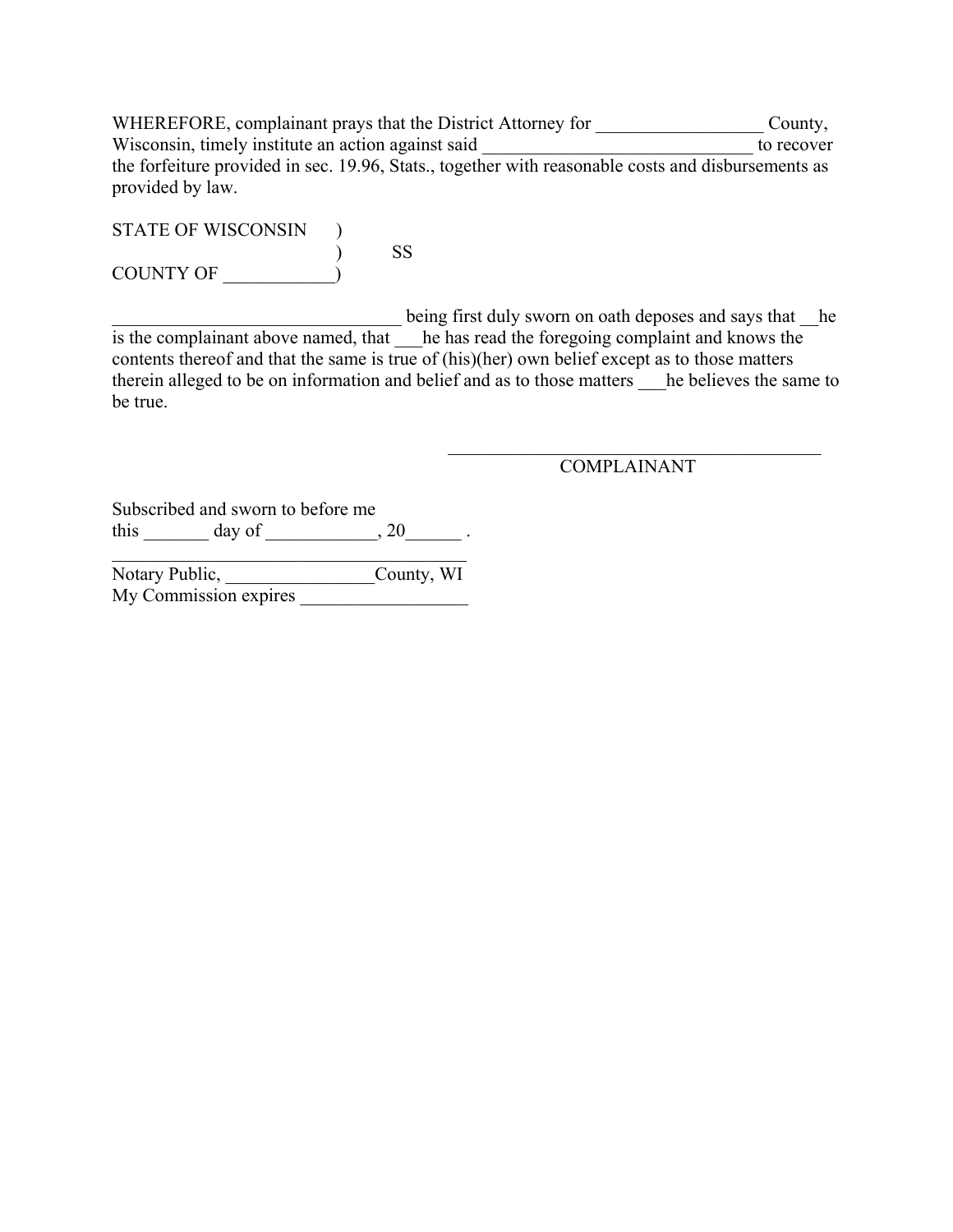WHEREFORE, complainant prays that the District Attorney for __________________ County, Wisconsin, timely institute an action against said ______________________________ to recover the forfeiture provided in sec. 19.96, Stats., together with reasonable costs and disbursements as provided by law.

STATE OF WISCONSIN )
) SS
COUNTY OF ____________)

_______________________________ being first duly sworn on oath deposes and says that __he is the complainant above named, that ___he has read the foregoing complaint and knows the contents thereof and that the same is true of (his)(her) own belief except as to those matters therein alleged to be on information and belief and as to those matters ___he believes the same to be true.

_________________________________________
COMPLAINANT

Subscribed and sworn to before me
this _______ day of ____________, 20______ .

_______________________________________
Notary Public, ________________County, WI
My Commission expires __________________